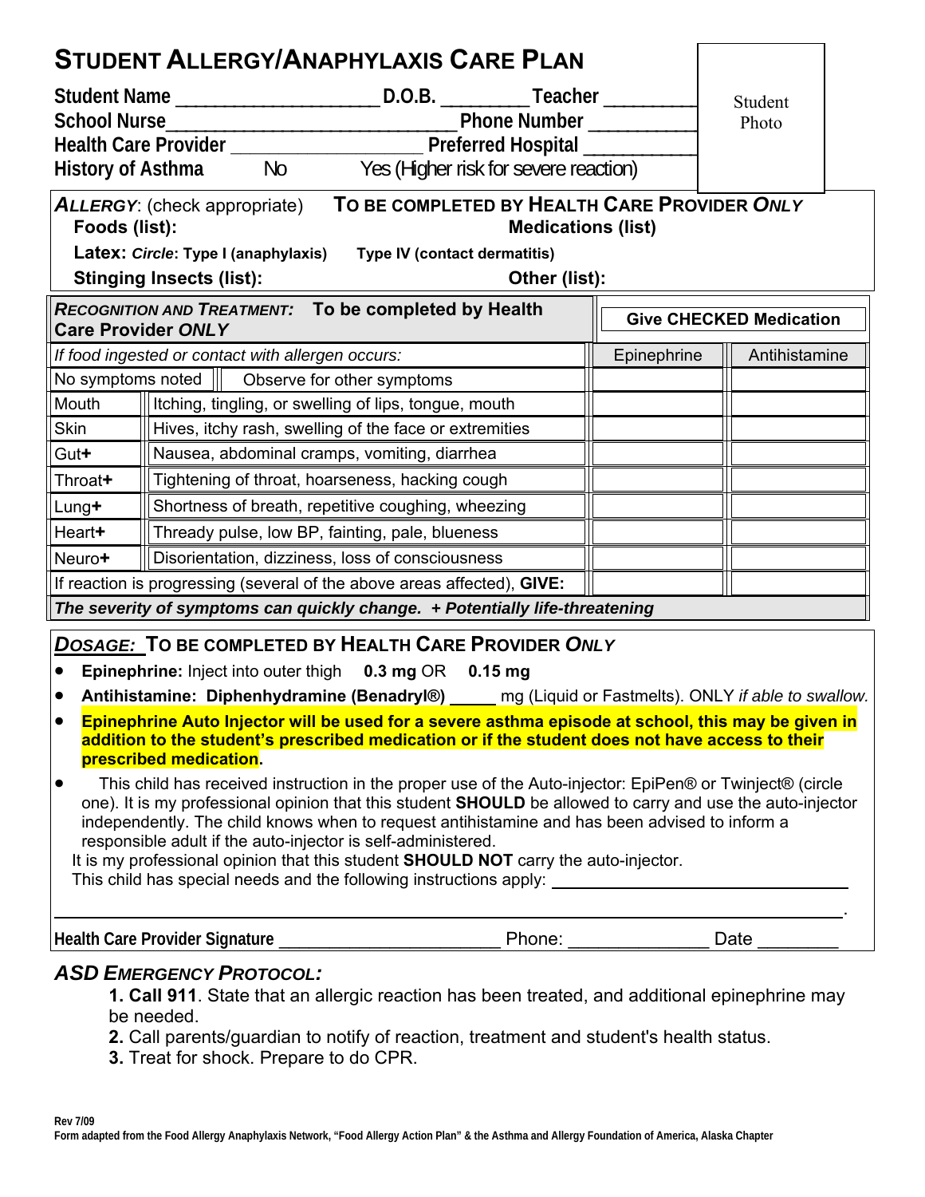# STUDENT ALLERGY/ANAPHYLAXIS CARE PLAN

**Student Name** ____________________ **D.O.B.** _________ **Teacher** _________

**School Nurse** _____________________________ **Phone Number** ___________

**Health Care Provider** ___________________ **Preferred Hospital** ___________

**History of Asthma** No Yes (Higher risk for severe reaction)

Student Photo

***ALLERGY***: (check appropriate) **TO BE COMPLETED BY HEALTH CARE PROVIDER *ONLY***

**Foods (list):** **Medications (list)**

**Latex:** ***Circle*: Type I (anaphylaxis)** **Type IV (contact dermatitis)**

**Stinging Insects (list):** **Other (list):**

| ***RECOGNITION AND TREATMENT:*** **To be completed by Health Care Provider *ONLY*** | | **Give CHECKED Medication** | |
|---|---|---|---|
| *If food ingested or contact with allergen occurs:* | | Epinephrine | Antihistamine |
| No symptoms noted | Observe for other symptoms | | |
| Mouth | Itching, tingling, or swelling of lips, tongue, mouth | | |
| Skin | Hives, itchy rash, swelling of the face or extremities | | |
| Gut**+** | Nausea, abdominal cramps, vomiting, diarrhea | | |
| Throat**+** | Tightening of throat, hoarseness, hacking cough | | |
| Lung**+** | Shortness of breath, repetitive coughing, wheezing | | |
| Heart**+** | Thready pulse, low BP, fainting, pale, blueness | | |
| Neuro**+** | Disorientation, dizziness, loss of consciousness | | |
| If reaction is progressing (several of the above areas affected), **GIVE:** | | | |

***The severity of symptoms can quickly change. + Potentially life-threatening***

## ***DOSAGE:*** **TO BE COMPLETED BY HEALTH CARE PROVIDER *ONLY***

- **Epinephrine:** Inject into outer thigh **0.3 mg** OR **0.15 mg**
- **Antihistamine: Diphenhydramine (Benadryl®)** _____ mg (Liquid or Fastmelts). ONLY *if able to swallow.*
- **Epinephrine Auto Injector will be used for a severe asthma episode at school, this may be given in addition to the student's prescribed medication or if the student does not have access to their prescribed medication.**
- This child has received instruction in the proper use of the Auto-injector: EpiPen® or Twinject® (circle one). It is my professional opinion that this student **SHOULD** be allowed to carry and use the auto-injector independently. The child knows when to request antihistamine and has been advised to inform a responsible adult if the auto-injector is self-administered.

It is my professional opinion that this student **SHOULD NOT** carry the auto-injector.

This child has special needs and the following instructions apply: ______________________________

_____________________________________________________________________________.

**Health Care Provider Signature** ______________________ Phone: ______________ Date ________

## ***ASD EMERGENCY PROTOCOL:***

**1. Call 911**. State that an allergic reaction has been treated, and additional epinephrine may be needed.

**2.** Call parents/guardian to notify of reaction, treatment and student's health status.

**3.** Treat for shock. Prepare to do CPR.

**Rev 7/09**

**Form adapted from the Food Allergy Anaphylaxis Network, "Food Allergy Action Plan" & the Asthma and Allergy Foundation of America, Alaska Chapter**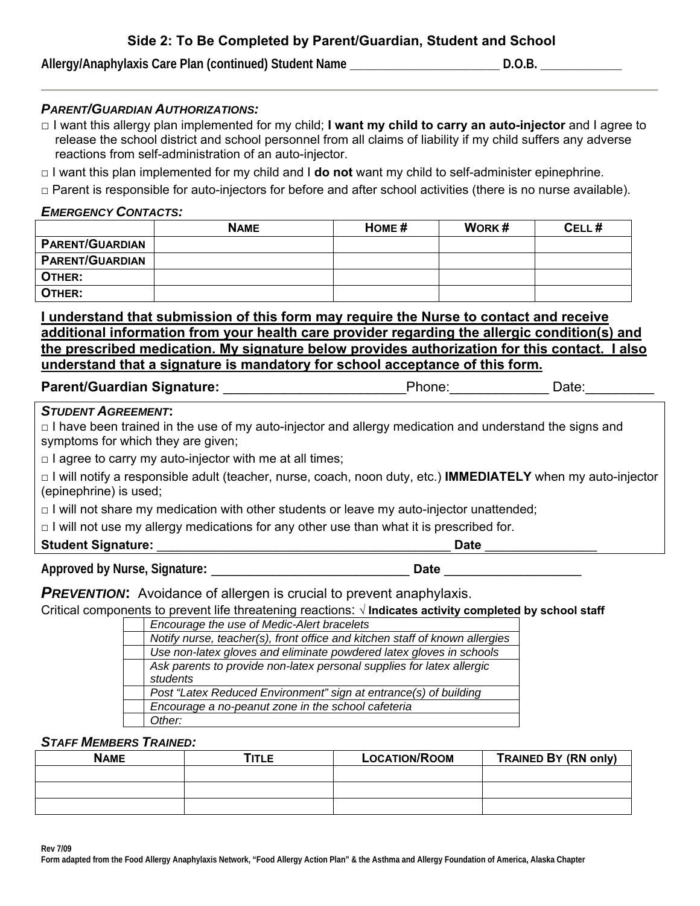## Side 2: To Be Completed by Parent/Guardian, Student and School

**Allergy/Anaphylaxis Care Plan (continued) Student Name _______________________ D.O.B. ____________**

***PARENT/GUARDIAN AUTHORIZATIONS:***

□ I want this allergy plan implemented for my child; **I want my child to carry an auto-injector** and I agree to release the school district and school personnel from all claims of liability if my child suffers any adverse reactions from self-administration of an auto-injector.

□ I want this plan implemented for my child and I **do not** want my child to self-administer epinephrine.

□ Parent is responsible for auto-injectors for before and after school activities (there is no nurse available).

***EMERGENCY CONTACTS:***

| | NAME | HOME # | WORK # | CELL # |
|---|---|---|---|---|
| PARENT/GUARDIAN | | | | |
| PARENT/GUARDIAN | | | | |
| OTHER: | | | | |
| OTHER: | | | | |

**I understand that submission of this form may require the Nurse to contact and receive additional information from your health care provider regarding the allergic condition(s) and the prescribed medication. My signature below provides authorization for this contact. I also understand that a signature is mandatory for school acceptance of this form.**

**Parent/Guardian Signature:** _______________________Phone:____________ Date:_________

***STUDENT AGREEMENT*:**

□ I have been trained in the use of my auto-injector and allergy medication and understand the signs and symptoms for which they are given;

□ I agree to carry my auto-injector with me at all times;

□ I will notify a responsible adult (teacher, nurse, coach, noon duty, etc.) **IMMEDIATELY** when my auto-injector (epinephrine) is used;

□ I will not share my medication with other students or leave my auto-injector unattended;

□ I will not use my allergy medications for any other use than what it is prescribed for.

**Student Signature:** _________________________________________ **Date** _______________

**Approved by Nurse, Signature:** ____________________________ **Date** ___________________

***PREVENTION*:** Avoidance of allergen is crucial to prevent anaphylaxis.

Critical components to prevent life threatening reactions: √ **Indicates activity completed by school staff**

| | |
|---|---|
| | *Encourage the use of Medic-Alert bracelets* |
| | *Notify nurse, teacher(s), front office and kitchen staff of known allergies* |
| | *Use non-latex gloves and eliminate powdered latex gloves in schools* |
| | *Ask parents to provide non-latex personal supplies for latex allergic students* |
| | *Post "Latex Reduced Environment" sign at entrance(s) of building* |
| | *Encourage a no-peanut zone in the school cafeteria* |
| | *Other:* |

***STAFF MEMBERS TRAINED:***

| NAME | TITLE | LOCATION/ROOM | TRAINED BY (RN only) |
|---|---|---|---|
| | | | |
| | | | |
| | | | |

**Rev 7/09**

**Form adapted from the Food Allergy Anaphylaxis Network, "Food Allergy Action Plan" & the Asthma and Allergy Foundation of America, Alaska Chapter**